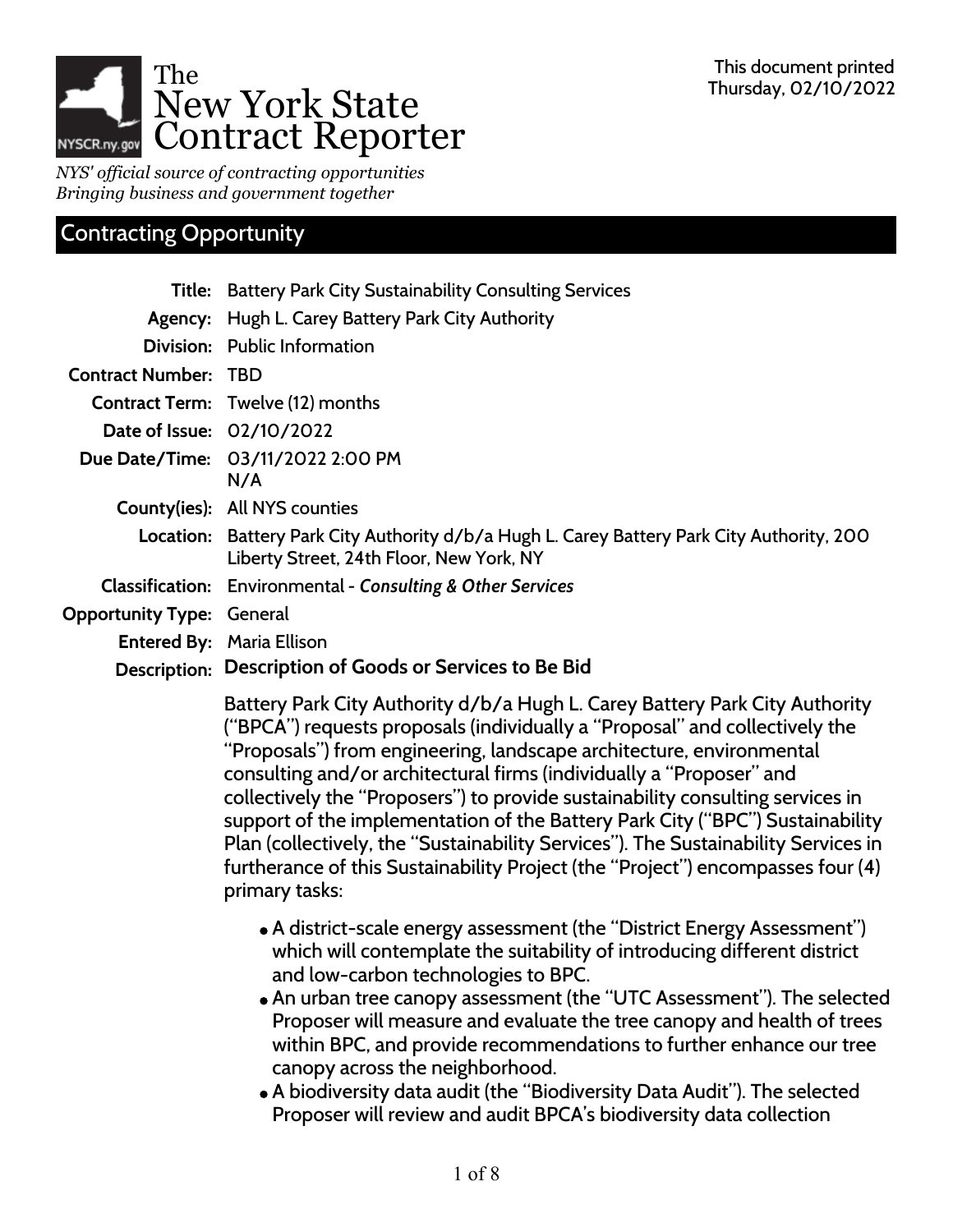The
# New York State Contract Reporter

*NYS' official source of contracting opportunities*
*Bringing business and government together*

This document printed Thursday, 02/10/2022

## Contracting Opportunity

**Title:** Battery Park City Sustainability Consulting Services

**Agency:** Hugh L. Carey Battery Park City Authority

**Division:** Public Information

**Contract Number:** TBD

**Contract Term:** Twelve (12) months

**Date of Issue:** 02/10/2022

**Due Date/Time:** 03/11/2022 2:00 PM
N/A

**County(ies):** All NYS counties

**Location:** Battery Park City Authority d/b/a Hugh L. Carey Battery Park City Authority, 200 Liberty Street, 24th Floor, New York, NY

**Classification:** Environmental - ***Consulting & Other Services***

**Opportunity Type:** General

**Entered By:** Maria Ellison

**Description:** **Description of Goods or Services to Be Bid**

Battery Park City Authority d/b/a Hugh L. Carey Battery Park City Authority ("BPCA") requests proposals (individually a "Proposal" and collectively the "Proposals") from engineering, landscape architecture, environmental consulting and/or architectural firms (individually a "Proposer" and collectively the "Proposers") to provide sustainability consulting services in support of the implementation of the Battery Park City ("BPC") Sustainability Plan (collectively, the "Sustainability Services"). The Sustainability Services in furtherance of this Sustainability Project (the "Project") encompasses four (4) primary tasks:

- A district-scale energy assessment (the "District Energy Assessment") which will contemplate the suitability of introducing different district and low-carbon technologies to BPC.
- An urban tree canopy assessment (the "UTC Assessment"). The selected Proposer will measure and evaluate the tree canopy and health of trees within BPC, and provide recommendations to further enhance our tree canopy across the neighborhood.
- A biodiversity data audit (the "Biodiversity Data Audit"). The selected Proposer will review and audit BPCA's biodiversity data collection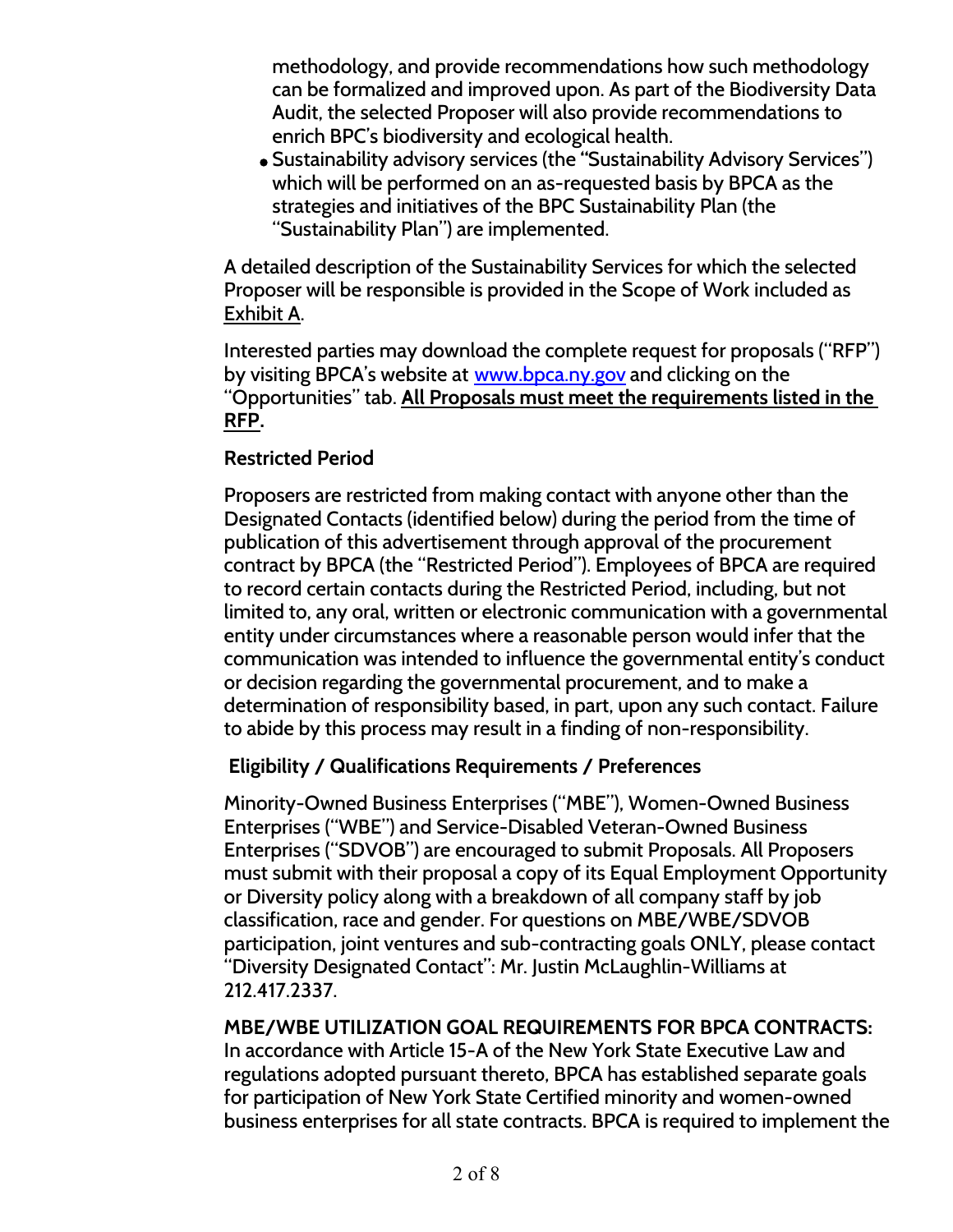methodology, and provide recommendations how such methodology can be formalized and improved upon. As part of the Biodiversity Data Audit, the selected Proposer will also provide recommendations to enrich BPC's biodiversity and ecological health.

- Sustainability advisory services (the "Sustainability Advisory Services") which will be performed on an as-requested basis by BPCA as the strategies and initiatives of the BPC Sustainability Plan (the "Sustainability Plan") are implemented.

A detailed description of the Sustainability Services for which the selected Proposer will be responsible is provided in the Scope of Work included as Exhibit A.

Interested parties may download the complete request for proposals ("RFP") by visiting BPCA's website at www.bpca.ny.gov and clicking on the "Opportunities" tab. **All Proposals must meet the requirements listed in the RFP.**

**Restricted Period**

Proposers are restricted from making contact with anyone other than the Designated Contacts (identified below) during the period from the time of publication of this advertisement through approval of the procurement contract by BPCA (the "Restricted Period"). Employees of BPCA are required to record certain contacts during the Restricted Period, including, but not limited to, any oral, written or electronic communication with a governmental entity under circumstances where a reasonable person would infer that the communication was intended to influence the governmental entity's conduct or decision regarding the governmental procurement, and to make a determination of responsibility based, in part, upon any such contact. Failure to abide by this process may result in a finding of non-responsibility.

**Eligibility / Qualifications Requirements / Preferences**

Minority-Owned Business Enterprises ("MBE"), Women-Owned Business Enterprises ("WBE") and Service-Disabled Veteran-Owned Business Enterprises ("SDVOB") are encouraged to submit Proposals. All Proposers must submit with their proposal a copy of its Equal Employment Opportunity or Diversity policy along with a breakdown of all company staff by job classification, race and gender. For questions on MBE/WBE/SDVOB participation, joint ventures and sub-contracting goals ONLY, please contact "Diversity Designated Contact": Mr. Justin McLaughlin-Williams at 212.417.2337.

**MBE/WBE UTILIZATION GOAL REQUIREMENTS FOR BPCA CONTRACTS:** In accordance with Article 15-A of the New York State Executive Law and regulations adopted pursuant thereto, BPCA has established separate goals for participation of New York State Certified minority and women-owned business enterprises for all state contracts. BPCA is required to implement the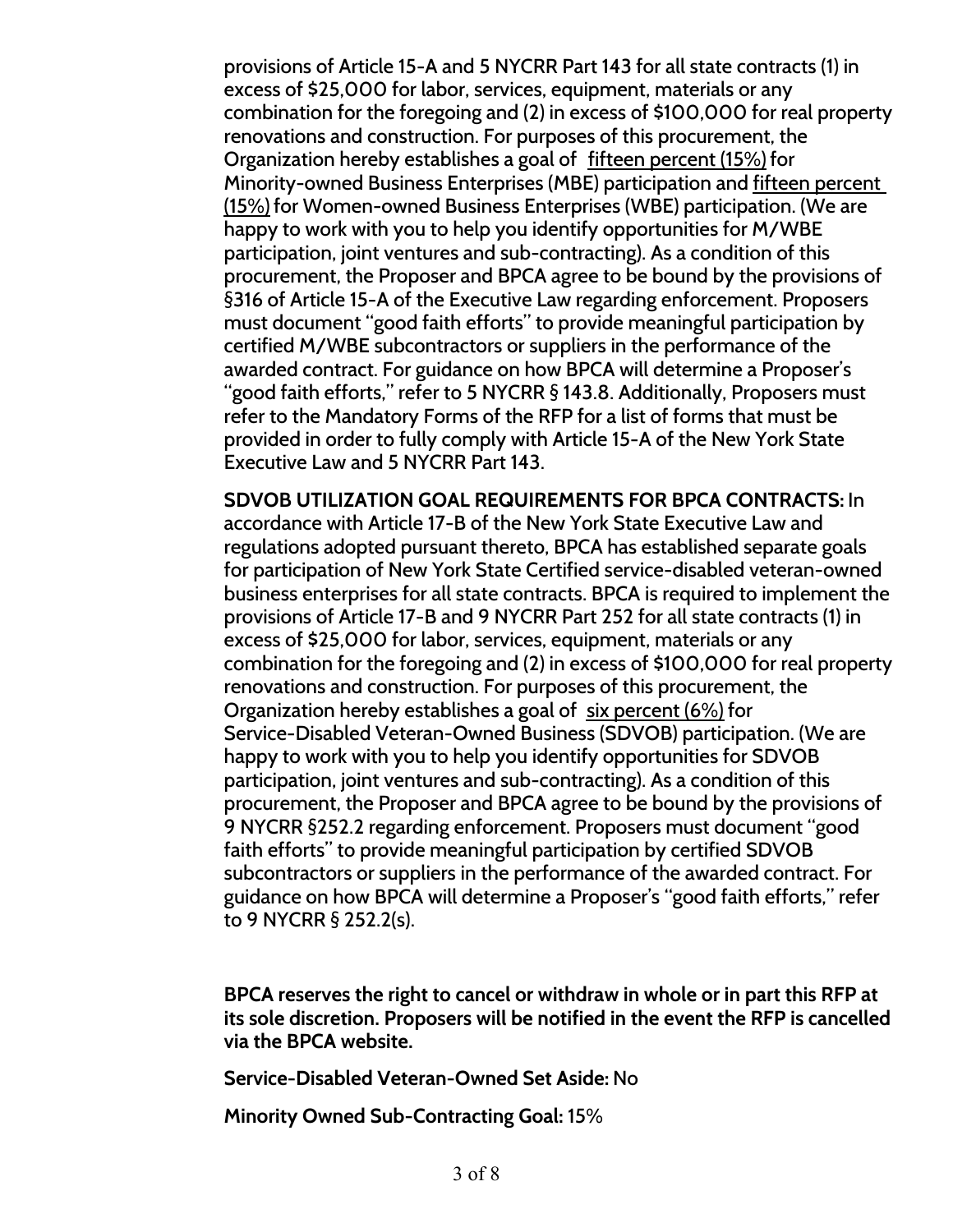provisions of Article 15-A and 5 NYCRR Part 143 for all state contracts (1) in excess of $25,000 for labor, services, equipment, materials or any combination for the foregoing and (2) in excess of $100,000 for real property renovations and construction. For purposes of this procurement, the Organization hereby establishes a goal of fifteen percent (15%) for Minority-owned Business Enterprises (MBE) participation and fifteen percent (15%) for Women-owned Business Enterprises (WBE) participation. (We are happy to work with you to help you identify opportunities for M/WBE participation, joint ventures and sub-contracting). As a condition of this procurement, the Proposer and BPCA agree to be bound by the provisions of §316 of Article 15-A of the Executive Law regarding enforcement. Proposers must document "good faith efforts" to provide meaningful participation by certified M/WBE subcontractors or suppliers in the performance of the awarded contract. For guidance on how BPCA will determine a Proposer's "good faith efforts," refer to 5 NYCRR § 143.8. Additionally, Proposers must refer to the Mandatory Forms of the RFP for a list of forms that must be provided in order to fully comply with Article 15-A of the New York State Executive Law and 5 NYCRR Part 143.

**SDVOB UTILIZATION GOAL REQUIREMENTS FOR BPCA CONTRACTS:** In accordance with Article 17-B of the New York State Executive Law and regulations adopted pursuant thereto, BPCA has established separate goals for participation of New York State Certified service-disabled veteran-owned business enterprises for all state contracts. BPCA is required to implement the provisions of Article 17-B and 9 NYCRR Part 252 for all state contracts (1) in excess of $25,000 for labor, services, equipment, materials or any combination for the foregoing and (2) in excess of $100,000 for real property renovations and construction. For purposes of this procurement, the Organization hereby establishes a goal of six percent (6%) for Service-Disabled Veteran-Owned Business (SDVOB) participation. (We are happy to work with you to help you identify opportunities for SDVOB participation, joint ventures and sub-contracting). As a condition of this procurement, the Proposer and BPCA agree to be bound by the provisions of 9 NYCRR §252.2 regarding enforcement. Proposers must document "good faith efforts" to provide meaningful participation by certified SDVOB subcontractors or suppliers in the performance of the awarded contract. For guidance on how BPCA will determine a Proposer's "good faith efforts," refer to 9 NYCRR § 252.2(s).

**BPCA reserves the right to cancel or withdraw in whole or in part this RFP at its sole discretion. Proposers will be notified in the event the RFP is cancelled via the BPCA website.**

**Service-Disabled Veteran-Owned Set Aside:** No

**Minority Owned Sub-Contracting Goal:** 15%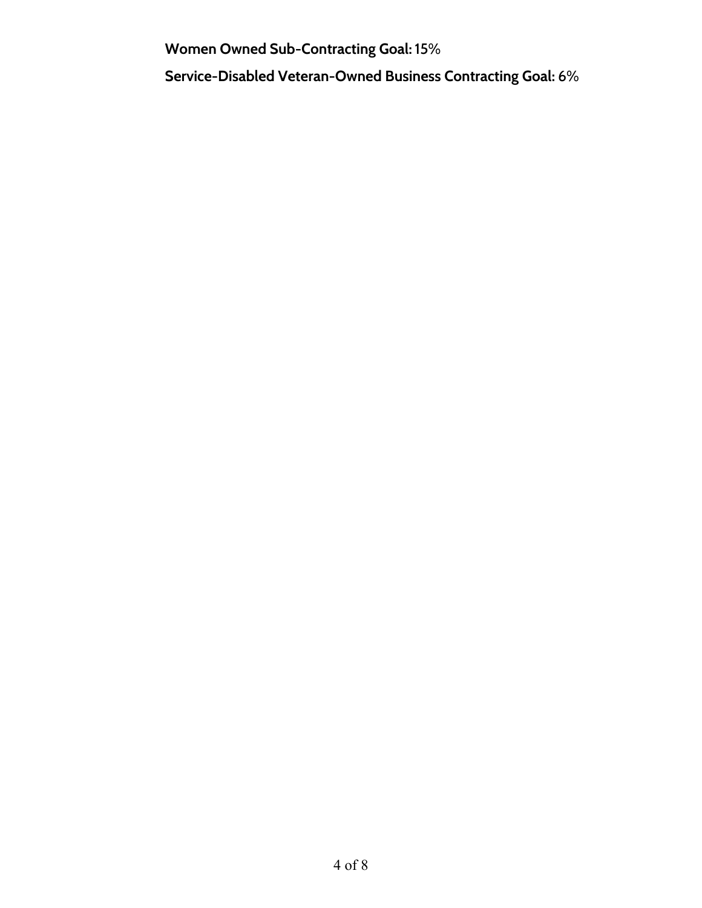**Women Owned Sub-Contracting Goal:** 15%

**Service-Disabled Veteran-Owned Business Contracting Goal:** 6%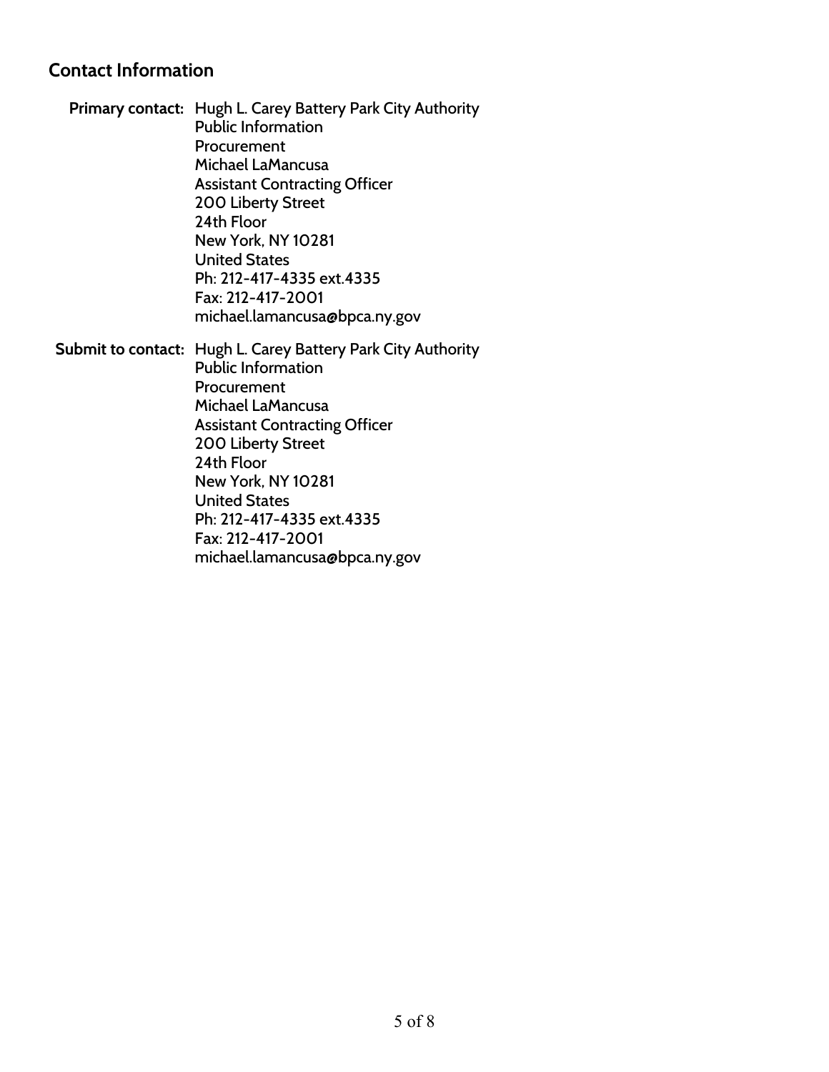## Contact Information

**Primary contact:** Hugh L. Carey Battery Park City Authority
Public Information
Procurement
Michael LaMancusa
Assistant Contracting Officer
200 Liberty Street
24th Floor
New York, NY 10281
United States
Ph: 212-417-4335 ext.4335
Fax: 212-417-2001
michael.lamancusa@bpca.ny.gov

**Submit to contact:** Hugh L. Carey Battery Park City Authority
Public Information
Procurement
Michael LaMancusa
Assistant Contracting Officer
200 Liberty Street
24th Floor
New York, NY 10281
United States
Ph: 212-417-4335 ext.4335
Fax: 212-417-2001
michael.lamancusa@bpca.ny.gov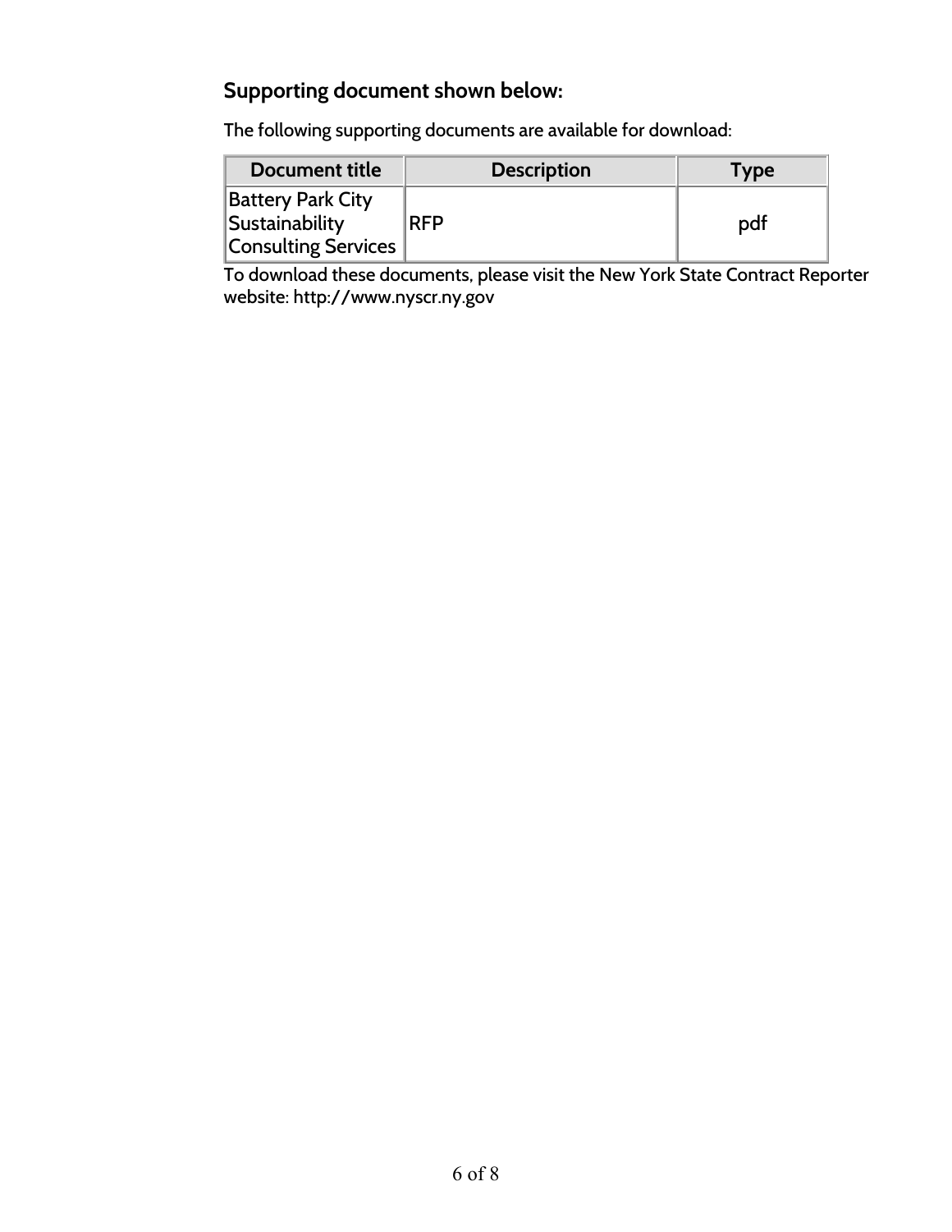## Supporting document shown below:

The following supporting documents are available for download:

| Document title | Description | Type |
| --- | --- | --- |
| Battery Park City Sustainability Consulting Services | RFP | pdf |

To download these documents, please visit the New York State Contract Reporter website: http://www.nyscr.ny.gov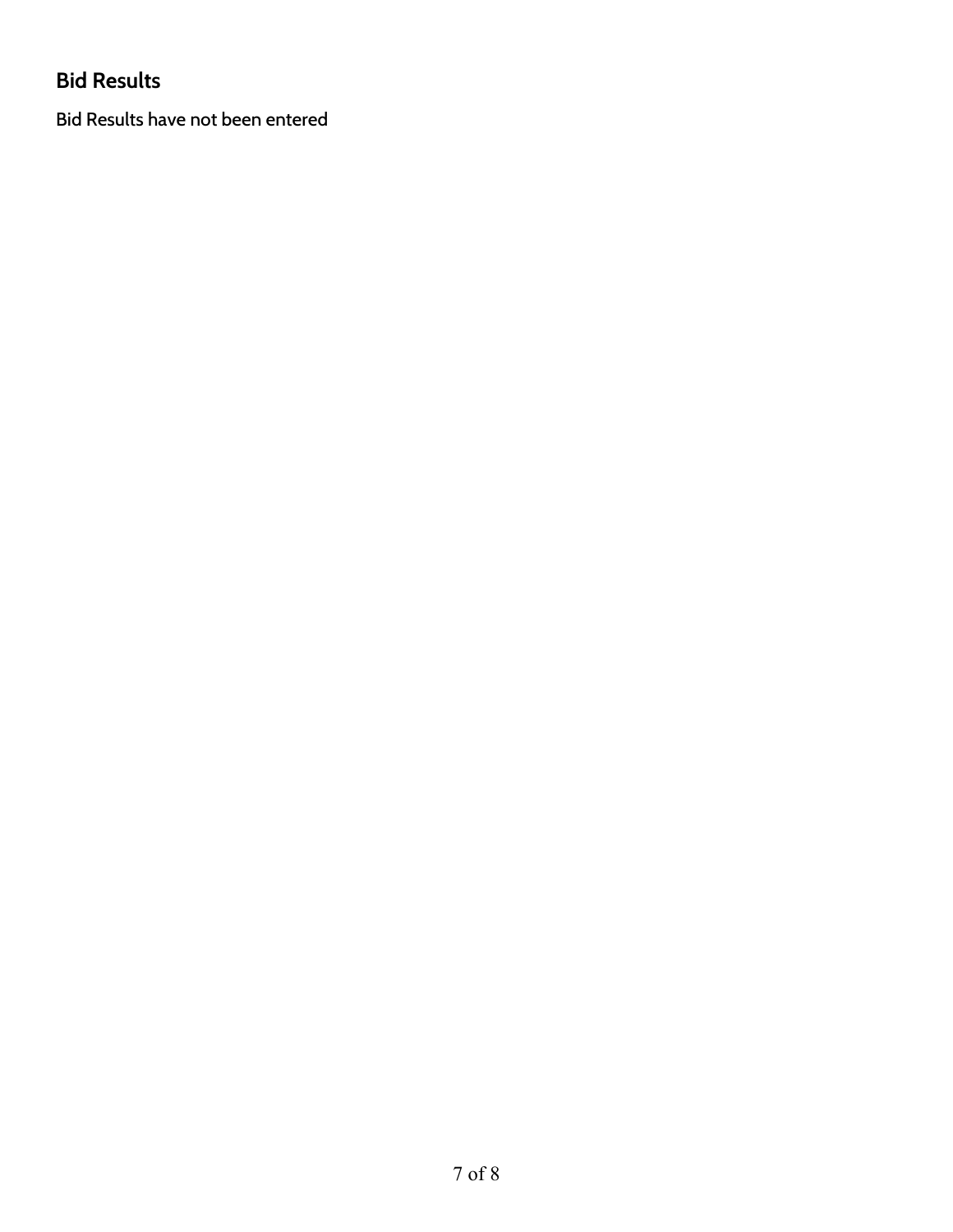## Bid Results

Bid Results have not been entered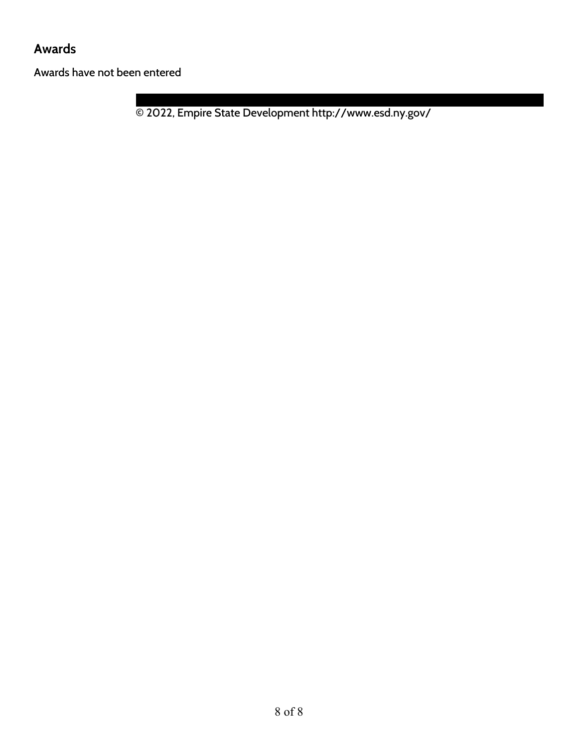## Awards

Awards have not been entered

© 2022, Empire State Development http://www.esd.ny.gov/